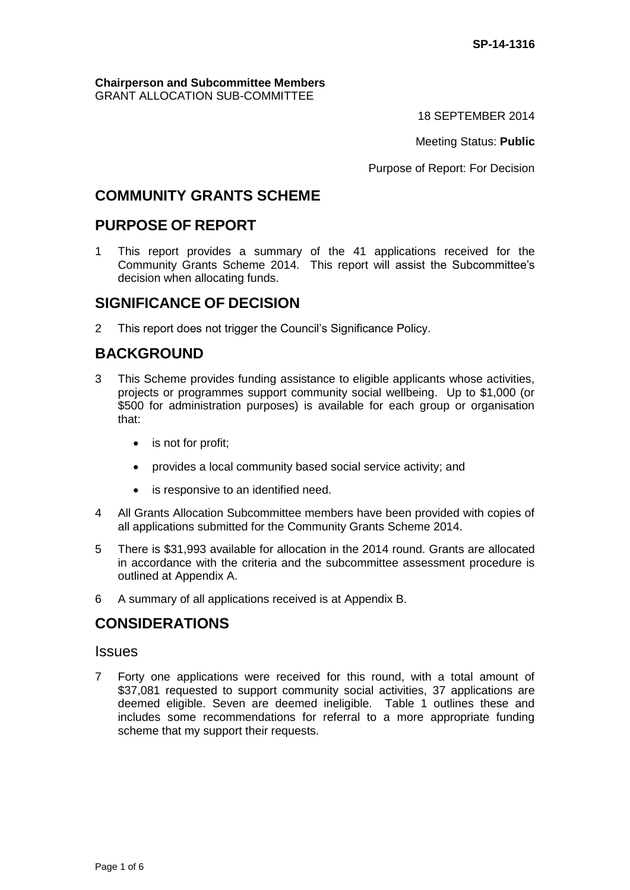SP-14-1316

**Chairperson and Subcommittee Members**
GRANT ALLOCATION SUB-COMMITTEE

18 SEPTEMBER 2014

Meeting Status: **Public**

Purpose of Report: For Decision

## COMMUNITY GRANTS SCHEME

## PURPOSE OF REPORT

1 This report provides a summary of the 41 applications received for the Community Grants Scheme 2014. This report will assist the Subcommittee's decision when allocating funds.

## SIGNIFICANCE OF DECISION

2 This report does not trigger the Council's Significance Policy.

## BACKGROUND

3 This Scheme provides funding assistance to eligible applicants whose activities, projects or programmes support community social wellbeing. Up to $1,000 (or $500 for administration purposes) is available for each group or organisation that:

- is not for profit;
- provides a local community based social service activity; and
- is responsive to an identified need.

4 All Grants Allocation Subcommittee members have been provided with copies of all applications submitted for the Community Grants Scheme 2014.

5 There is $31,993 available for allocation in the 2014 round. Grants are allocated in accordance with the criteria and the subcommittee assessment procedure is outlined at Appendix A.

6 A summary of all applications received is at Appendix B.

## CONSIDERATIONS

### Issues

7 Forty one applications were received for this round, with a total amount of $37,081 requested to support community social activities, 37 applications are deemed eligible. Seven are deemed ineligible. Table 1 outlines these and includes some recommendations for referral to a more appropriate funding scheme that my support their requests.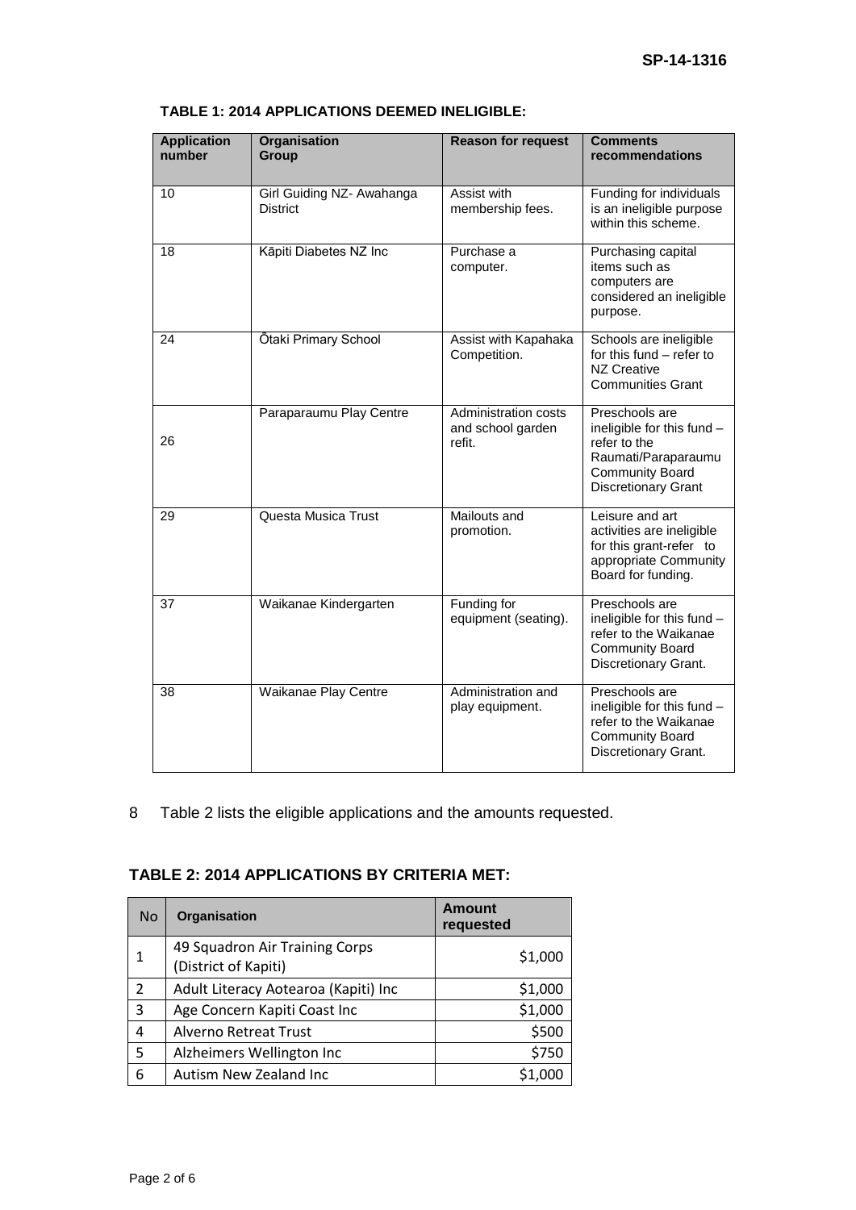**TABLE 1: 2014 APPLICATIONS DEEMED INELIGIBLE:**

| Application number | Organisation Group | Reason for request | Comments recommendations |
|---|---|---|---|
| 10 | Girl Guiding NZ- Awahanga District | Assist with membership fees. | Funding for individuals is an ineligible purpose within this scheme. |
| 18 | Kāpiti Diabetes NZ Inc | Purchase a computer. | Purchasing capital items such as computers are considered an ineligible purpose. |
| 24 | Ōtaki Primary School | Assist with Kapahaka Competition. | Schools are ineligible for this fund – refer to NZ Creative Communities Grant |
| 26 | Paraparaumu Play Centre | Administration costs and school garden refit. | Preschools are ineligible for this fund – refer to the Raumati/Paraparaumu Community Board Discretionary Grant |
| 29 | Questa Musica Trust | Mailouts and promotion. | Leisure and art activities are ineligible for this grant-refer to appropriate Community Board for funding. |
| 37 | Waikanae Kindergarten | Funding for equipment (seating). | Preschools are ineligible for this fund – refer to the Waikanae Community Board Discretionary Grant. |
| 38 | Waikanae Play Centre | Administration and play equipment. | Preschools are ineligible for this fund – refer to the Waikanae Community Board Discretionary Grant. |

8 Table 2 lists the eligible applications and the amounts requested.

**TABLE 2: 2014 APPLICATIONS BY CRITERIA MET:**

| No | Organisation | Amount requested |
|---|---|---|
| 1 | 49 Squadron Air Training Corps (District of Kapiti) | $1,000 |
| 2 | Adult Literacy Aotearoa (Kapiti) Inc | $1,000 |
| 3 | Age Concern Kapiti Coast Inc | $1,000 |
| 4 | Alverno Retreat Trust | $500 |
| 5 | Alzheimers Wellington Inc | $750 |
| 6 | Autism New Zealand Inc | $1,000 |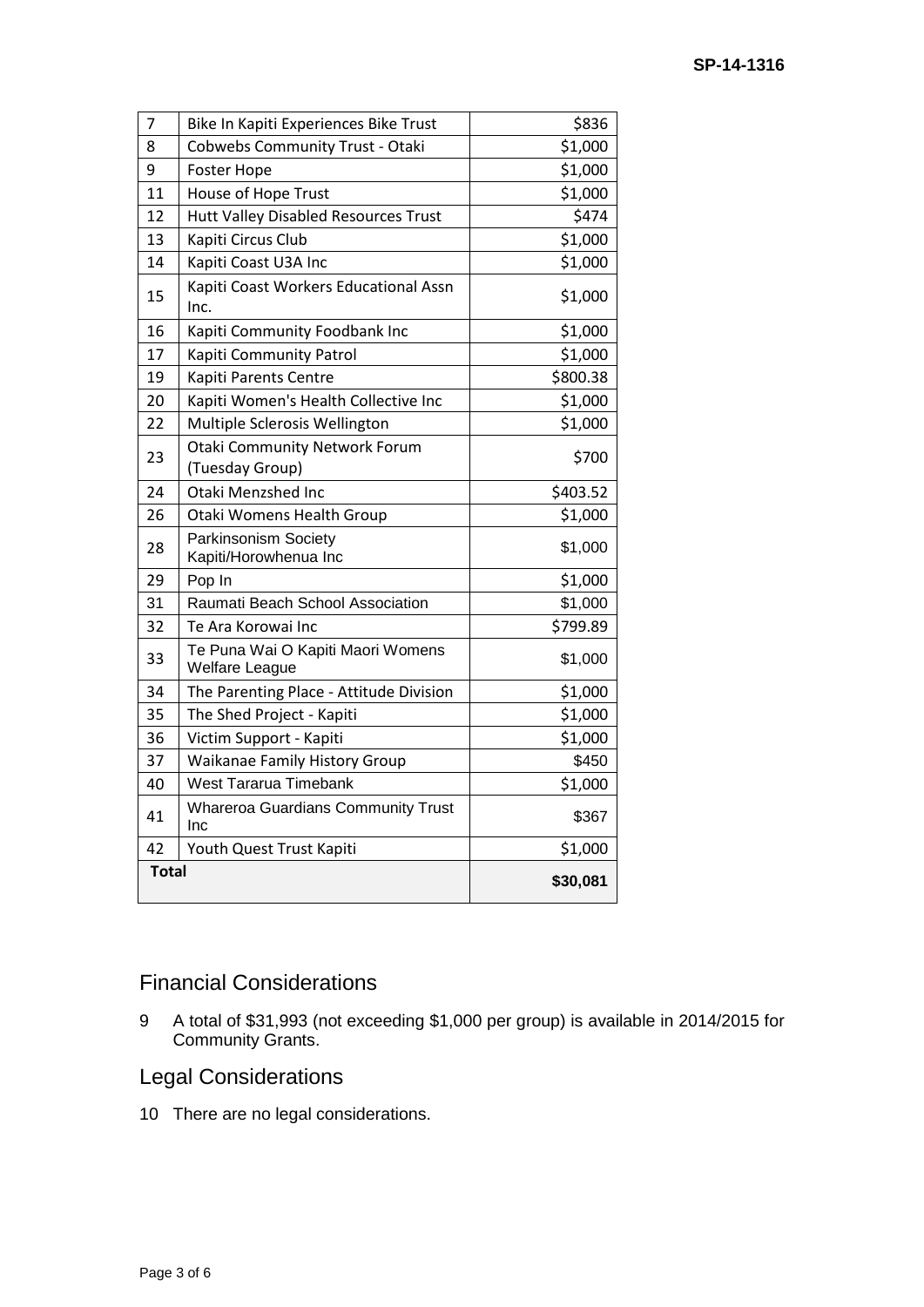| 7 | Bike In Kapiti Experiences Bike Trust | $836 |
|---|---|---|
| 8 | Cobwebs Community Trust - Otaki | $1,000 |
| 9 | Foster Hope | $1,000 |
| 11 | House of Hope Trust | $1,000 |
| 12 | Hutt Valley Disabled Resources Trust | $474 |
| 13 | Kapiti Circus Club | $1,000 |
| 14 | Kapiti Coast U3A Inc | $1,000 |
| 15 | Kapiti Coast Workers Educational Assn Inc. | $1,000 |
| 16 | Kapiti Community Foodbank Inc | $1,000 |
| 17 | Kapiti Community Patrol | $1,000 |
| 19 | Kapiti Parents Centre | $800.38 |
| 20 | Kapiti Women's Health Collective Inc | $1,000 |
| 22 | Multiple Sclerosis Wellington | $1,000 |
| 23 | Otaki Community Network Forum (Tuesday Group) | $700 |
| 24 | Otaki Menzshed Inc | $403.52 |
| 26 | Otaki Womens Health Group | $1,000 |
| 28 | Parkinsonism Society Kapiti/Horowhenua Inc | $1,000 |
| 29 | Pop In | $1,000 |
| 31 | Raumati Beach School Association | $1,000 |
| 32 | Te Ara Korowai Inc | $799.89 |
| 33 | Te Puna Wai O Kapiti Maori Womens Welfare League | $1,000 |
| 34 | The Parenting Place - Attitude Division | $1,000 |
| 35 | The Shed Project - Kapiti | $1,000 |
| 36 | Victim Support - Kapiti | $1,000 |
| 37 | Waikanae Family History Group | $450 |
| 40 | West Tararua Timebank | $1,000 |
| 41 | Whareroa Guardians Community Trust Inc | $367 |
| 42 | Youth Quest Trust Kapiti | $1,000 |
| **Total** | | **$30,081** |

## Financial Considerations

9 A total of $31,993 (not exceeding $1,000 per group) is available in 2014/2015 for Community Grants.

## Legal Considerations

10 There are no legal considerations.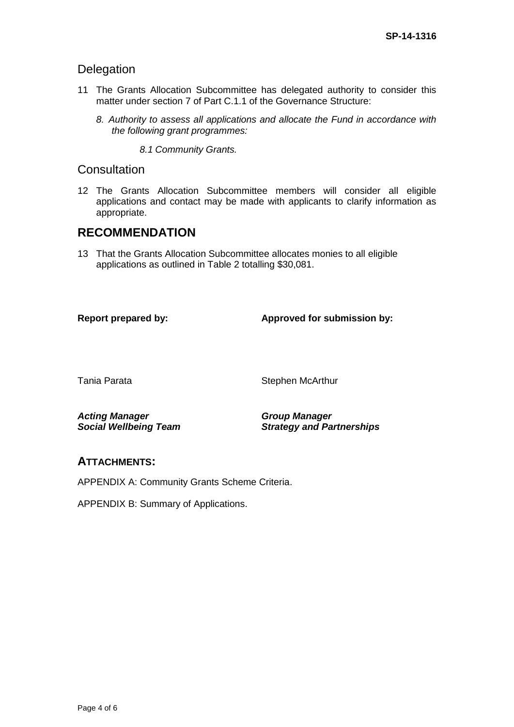## Delegation

11 The Grants Allocation Subcommittee has delegated authority to consider this matter under section 7 of Part C.1.1 of the Governance Structure:

*8. Authority to assess all applications and allocate the Fund in accordance with the following grant programmes:*

*8.1 Community Grants.*

## Consultation

12 The Grants Allocation Subcommittee members will consider all eligible applications and contact may be made with applicants to clarify information as appropriate.

# RECOMMENDATION

13 That the Grants Allocation Subcommittee allocates monies to all eligible applications as outlined in Table 2 totalling $30,081.

| **Report prepared by:** | **Approved for submission by:** |
|---|---|
| Tania Parata | Stephen McArthur |
| ***Acting Manager*** ***Social Wellbeing Team*** | ***Group Manager*** ***Strategy and Partnerships*** |

## ATTACHMENTS:

APPENDIX A: Community Grants Scheme Criteria.

APPENDIX B: Summary of Applications.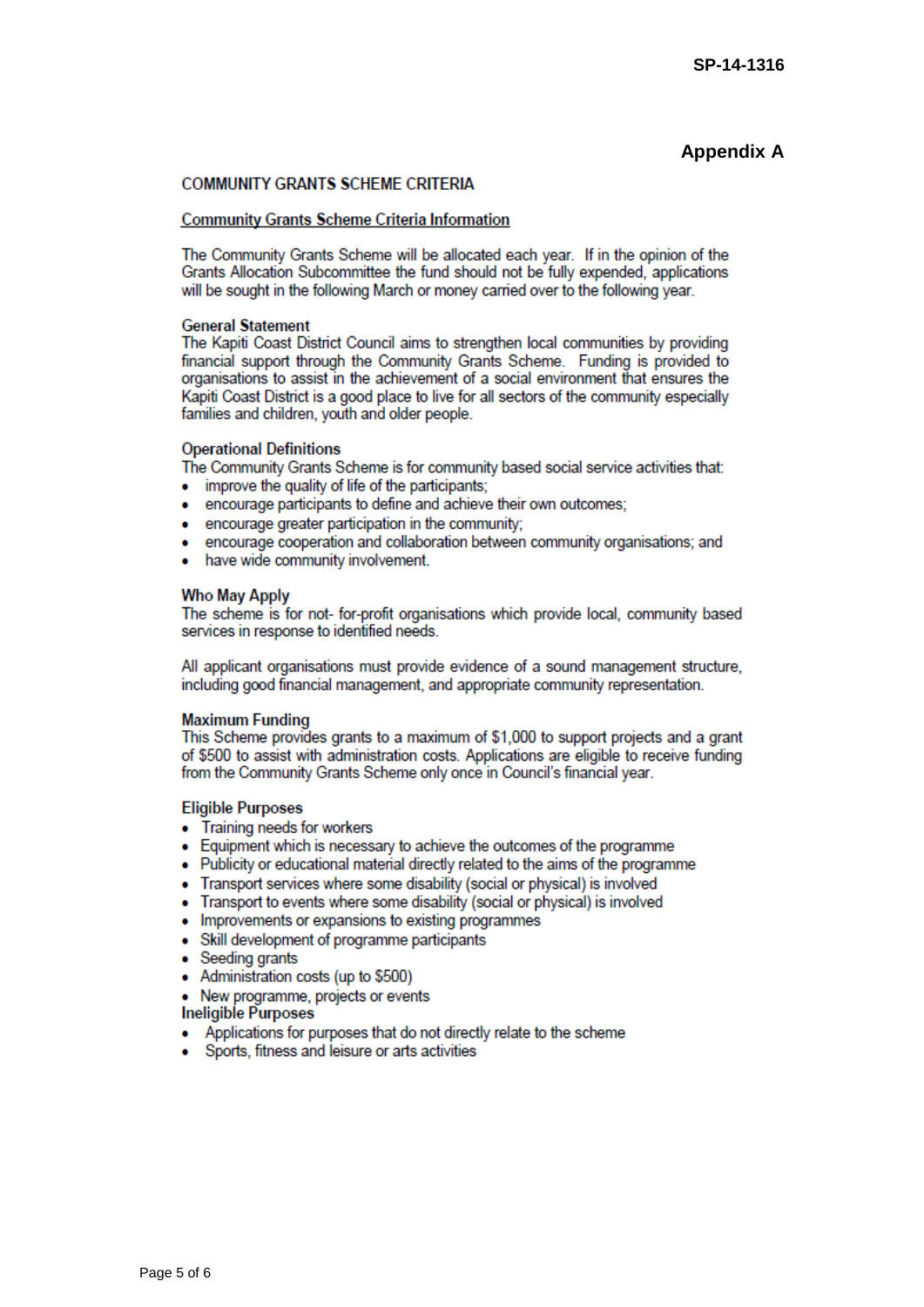SP-14-1316

## Appendix A

### COMMUNITY GRANTS SCHEME CRITERIA

**Community Grants Scheme Criteria Information**

The Community Grants Scheme will be allocated each year. If in the opinion of the Grants Allocation Subcommittee the fund should not be fully expended, applications will be sought in the following March or money carried over to the following year.

**General Statement**

The Kapiti Coast District Council aims to strengthen local communities by providing financial support through the Community Grants Scheme. Funding is provided to organisations to assist in the achievement of a social environment that ensures the Kapiti Coast District is a good place to live for all sectors of the community especially families and children, youth and older people.

**Operational Definitions**

The Community Grants Scheme is for community based social service activities that:

- improve the quality of life of the participants;
- encourage participants to define and achieve their own outcomes;
- encourage greater participation in the community;
- encourage cooperation and collaboration between community organisations; and
- have wide community involvement.

**Who May Apply**

The scheme is for not- for-profit organisations which provide local, community based services in response to identified needs.

All applicant organisations must provide evidence of a sound management structure, including good financial management, and appropriate community representation.

**Maximum Funding**

This Scheme provides grants to a maximum of $1,000 to support projects and a grant of $500 to assist with administration costs. Applications are eligible to receive funding from the Community Grants Scheme only once in Council's financial year.

**Eligible Purposes**

- Training needs for workers
- Equipment which is necessary to achieve the outcomes of the programme
- Publicity or educational material directly related to the aims of the programme
- Transport services where some disability (social or physical) is involved
- Transport to events where some disability (social or physical) is involved
- Improvements or expansions to existing programmes
- Skill development of programme participants
- Seeding grants
- Administration costs (up to $500)
- New programme, projects or events

**Ineligible Purposes**

- Applications for purposes that do not directly relate to the scheme
- Sports, fitness and leisure or arts activities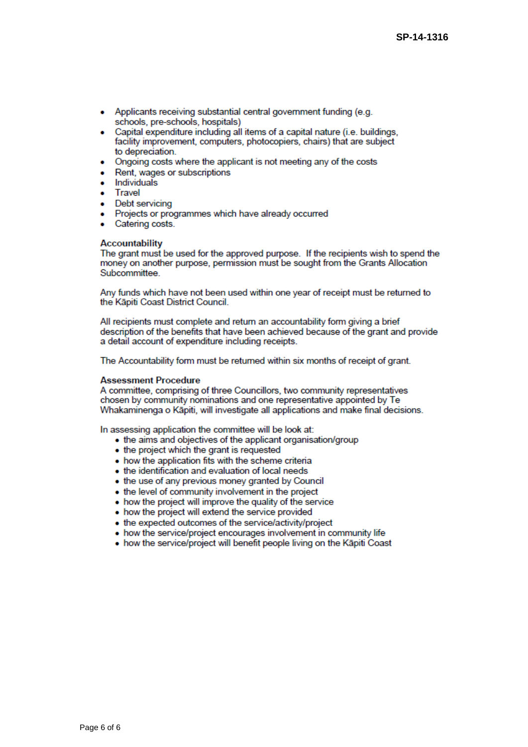- Applicants receiving substantial central government funding (e.g. schools, pre-schools, hospitals)
- Capital expenditure including all items of a capital nature (i.e. buildings, facility improvement, computers, photocopiers, chairs) that are subject to depreciation.
- Ongoing costs where the applicant is not meeting any of the costs
- Rent, wages or subscriptions
- Individuals
- Travel
- Debt servicing
- Projects or programmes which have already occurred
- Catering costs.

**Accountability**
The grant must be used for the approved purpose. If the recipients wish to spend the money on another purpose, permission must be sought from the Grants Allocation Subcommittee.

Any funds which have not been used within one year of receipt must be returned to the Kāpiti Coast District Council.

All recipients must complete and return an accountability form giving a brief description of the benefits that have been achieved because of the grant and provide a detail account of expenditure including receipts.

The Accountability form must be returned within six months of receipt of grant.

**Assessment Procedure**
A committee, comprising of three Councillors, two community representatives chosen by community nominations and one representative appointed by Te Whakaminenga o Kāpiti, will investigate all applications and make final decisions.

In assessing application the committee will be look at:

- the aims and objectives of the applicant organisation/group
- the project which the grant is requested
- how the application fits with the scheme criteria
- the identification and evaluation of local needs
- the use of any previous money granted by Council
- the level of community involvement in the project
- how the project will improve the quality of the service
- how the project will extend the service provided
- the expected outcomes of the service/activity/project
- how the service/project encourages involvement in community life
- how the service/project will benefit people living on the Kāpiti Coast